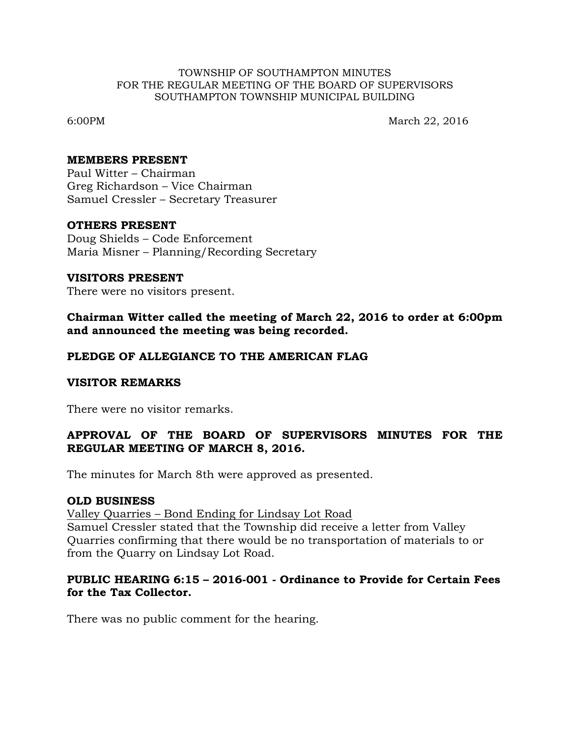TOWNSHIP OF SOUTHAMPTON MINUTES
FOR THE REGULAR MEETING OF THE BOARD OF SUPERVISORS
SOUTHAMPTON TOWNSHIP MUNICIPAL BUILDING

6:00PM March 22, 2016

**MEMBERS PRESENT**
Paul Witter – Chairman
Greg Richardson – Vice Chairman
Samuel Cressler – Secretary Treasurer

**OTHERS PRESENT**
Doug Shields – Code Enforcement
Maria Misner – Planning/Recording Secretary

**VISITORS PRESENT**
There were no visitors present.

**Chairman Witter called the meeting of March 22, 2016 to order at 6:00pm and announced the meeting was being recorded.**

**PLEDGE OF ALLEGIANCE TO THE AMERICAN FLAG**

**VISITOR REMARKS**

There were no visitor remarks.

**APPROVAL OF THE BOARD OF SUPERVISORS MINUTES FOR THE REGULAR MEETING OF MARCH 8, 2016.**

The minutes for March 8th were approved as presented.

**OLD BUSINESS**
Valley Quarries – Bond Ending for Lindsay Lot Road
Samuel Cressler stated that the Township did receive a letter from Valley Quarries confirming that there would be no transportation of materials to or from the Quarry on Lindsay Lot Road.

**PUBLIC HEARING 6:15 – 2016-001 - Ordinance to Provide for Certain Fees for the Tax Collector.**

There was no public comment for the hearing.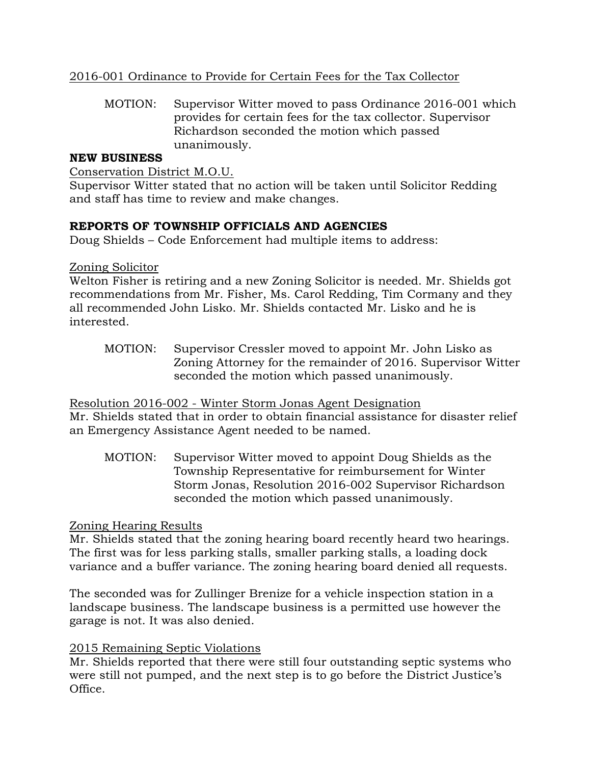2016-001 Ordinance to Provide for Certain Fees for the Tax Collector

> MOTION: Supervisor Witter moved to pass Ordinance 2016-001 which provides for certain fees for the tax collector. Supervisor Richardson seconded the motion which passed unanimously.

**NEW BUSINESS**

Conservation District M.O.U.

Supervisor Witter stated that no action will be taken until Solicitor Redding and staff has time to review and make changes.

**REPORTS OF TOWNSHIP OFFICIALS AND AGENCIES**

Doug Shields – Code Enforcement had multiple items to address:

Zoning Solicitor

Welton Fisher is retiring and a new Zoning Solicitor is needed. Mr. Shields got recommendations from Mr. Fisher, Ms. Carol Redding, Tim Cormany and they all recommended John Lisko. Mr. Shields contacted Mr. Lisko and he is interested.

> MOTION: Supervisor Cressler moved to appoint Mr. John Lisko as Zoning Attorney for the remainder of 2016. Supervisor Witter seconded the motion which passed unanimously.

Resolution 2016-002 - Winter Storm Jonas Agent Designation

Mr. Shields stated that in order to obtain financial assistance for disaster relief an Emergency Assistance Agent needed to be named.

> MOTION: Supervisor Witter moved to appoint Doug Shields as the Township Representative for reimbursement for Winter Storm Jonas, Resolution 2016-002 Supervisor Richardson seconded the motion which passed unanimously.

Zoning Hearing Results

Mr. Shields stated that the zoning hearing board recently heard two hearings. The first was for less parking stalls, smaller parking stalls, a loading dock variance and a buffer variance. The zoning hearing board denied all requests.

The seconded was for Zullinger Brenize for a vehicle inspection station in a landscape business. The landscape business is a permitted use however the garage is not. It was also denied.

2015 Remaining Septic Violations

Mr. Shields reported that there were still four outstanding septic systems who were still not pumped, and the next step is to go before the District Justice's Office.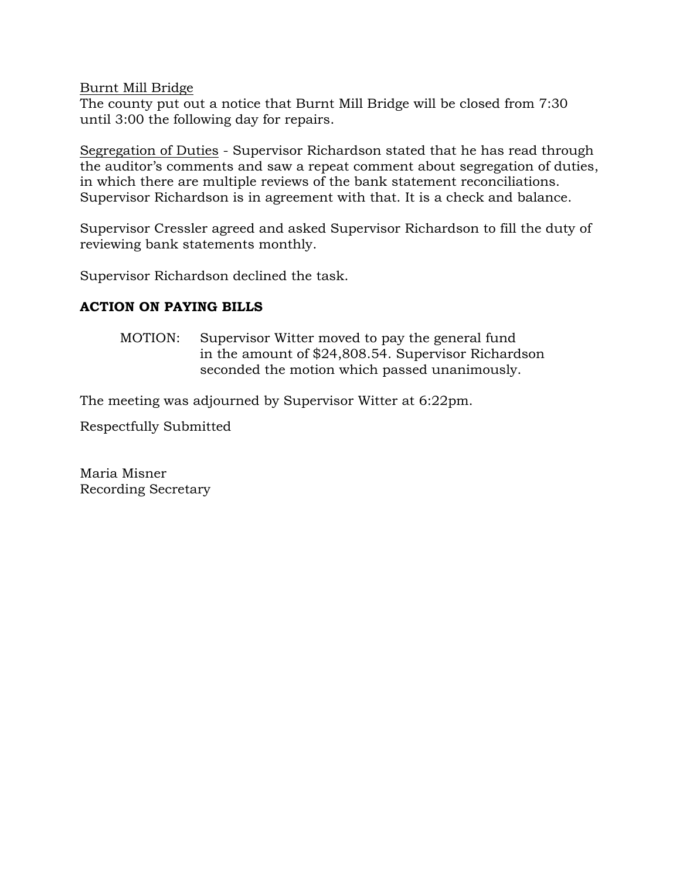<u>Burnt Mill Bridge</u>
The county put out a notice that Burnt Mill Bridge will be closed from 7:30 until 3:00 the following day for repairs.

<u>Segregation of Duties</u> - Supervisor Richardson stated that he has read through the auditor's comments and saw a repeat comment about segregation of duties, in which there are multiple reviews of the bank statement reconciliations. Supervisor Richardson is in agreement with that. It is a check and balance.

Supervisor Cressler agreed and asked Supervisor Richardson to fill the duty of reviewing bank statements monthly.

Supervisor Richardson declined the task.

**ACTION ON PAYING BILLS**

> MOTION: Supervisor Witter moved to pay the general fund in the amount of $24,808.54. Supervisor Richardson seconded the motion which passed unanimously.

The meeting was adjourned by Supervisor Witter at 6:22pm.

Respectfully Submitted

Maria Misner
Recording Secretary